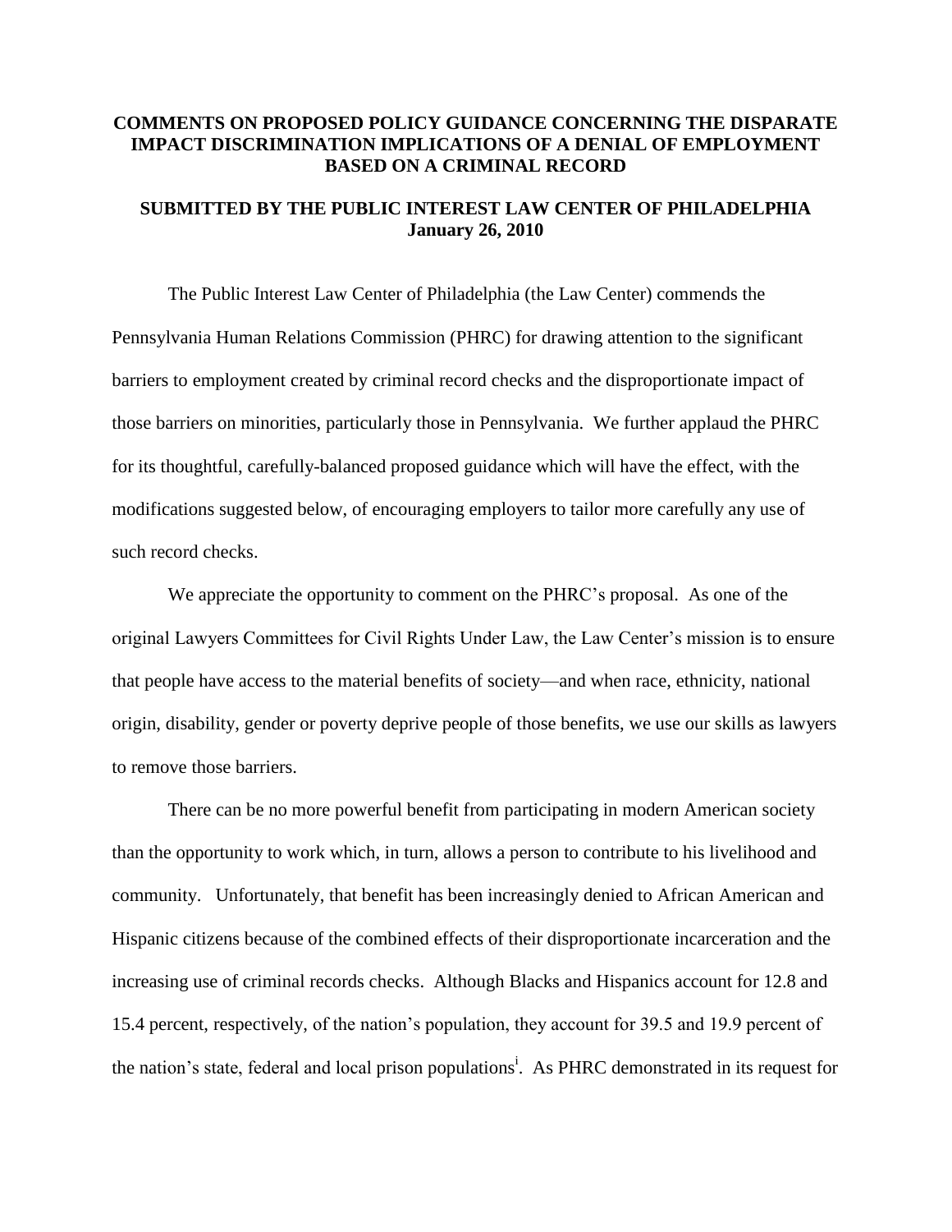**COMMENTS ON PROPOSED POLICY GUIDANCE CONCERNING THE DISPARATE IMPACT DISCRIMINATION IMPLICATIONS OF A DENIAL OF EMPLOYMENT BASED ON A CRIMINAL RECORD**

**SUBMITTED BY THE PUBLIC INTEREST LAW CENTER OF PHILADELPHIA**
**January 26, 2010**

The Public Interest Law Center of Philadelphia (the Law Center) commends the Pennsylvania Human Relations Commission (PHRC) for drawing attention to the significant barriers to employment created by criminal record checks and the disproportionate impact of those barriers on minorities, particularly those in Pennsylvania. We further applaud the PHRC for its thoughtful, carefully-balanced proposed guidance which will have the effect, with the modifications suggested below, of encouraging employers to tailor more carefully any use of such record checks.

We appreciate the opportunity to comment on the PHRC's proposal. As one of the original Lawyers Committees for Civil Rights Under Law, the Law Center's mission is to ensure that people have access to the material benefits of society—and when race, ethnicity, national origin, disability, gender or poverty deprive people of those benefits, we use our skills as lawyers to remove those barriers.

There can be no more powerful benefit from participating in modern American society than the opportunity to work which, in turn, allows a person to contribute to his livelihood and community. Unfortunately, that benefit has been increasingly denied to African American and Hispanic citizens because of the combined effects of their disproportionate incarceration and the increasing use of criminal records checks. Although Blacks and Hispanics account for 12.8 and 15.4 percent, respectively, of the nation's population, they account for 39.5 and 19.9 percent of the nation's state, federal and local prison populations[i]. As PHRC demonstrated in its request for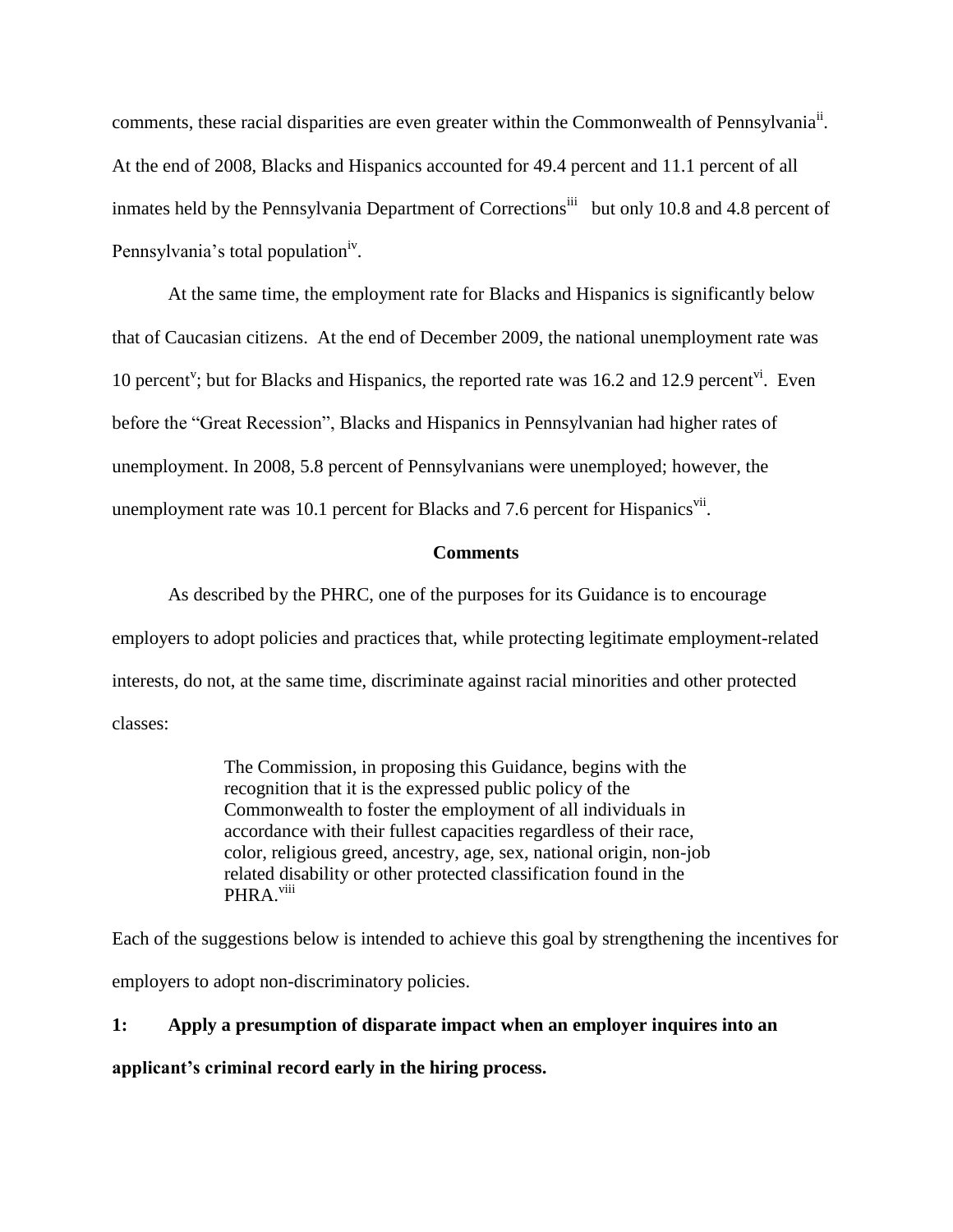comments, these racial disparities are even greater within the Commonwealth of Pennsylvania[ii]. At the end of 2008, Blacks and Hispanics accounted for 49.4 percent and 11.1 percent of all inmates held by the Pennsylvania Department of Corrections[iii] but only 10.8 and 4.8 percent of Pennsylvania's total population[iv].

At the same time, the employment rate for Blacks and Hispanics is significantly below that of Caucasian citizens. At the end of December 2009, the national unemployment rate was 10 percent[v]; but for Blacks and Hispanics, the reported rate was 16.2 and 12.9 percent[vi]. Even before the "Great Recession", Blacks and Hispanics in Pennsylvanian had higher rates of unemployment. In 2008, 5.8 percent of Pennsylvanians were unemployed; however, the unemployment rate was 10.1 percent for Blacks and 7.6 percent for Hispanics[vii].

## Comments

As described by the PHRC, one of the purposes for its Guidance is to encourage employers to adopt policies and practices that, while protecting legitimate employment-related interests, do not, at the same time, discriminate against racial minorities and other protected classes:

> The Commission, in proposing this Guidance, begins with the recognition that it is the expressed public policy of the Commonwealth to foster the employment of all individuals in accordance with their fullest capacities regardless of their race, color, religious greed, ancestry, age, sex, national origin, non-job related disability or other protected classification found in the PHRA.[viii]

Each of the suggestions below is intended to achieve this goal by strengthening the incentives for employers to adopt non-discriminatory policies.

**1: Apply a presumption of disparate impact when an employer inquires into an applicant's criminal record early in the hiring process.**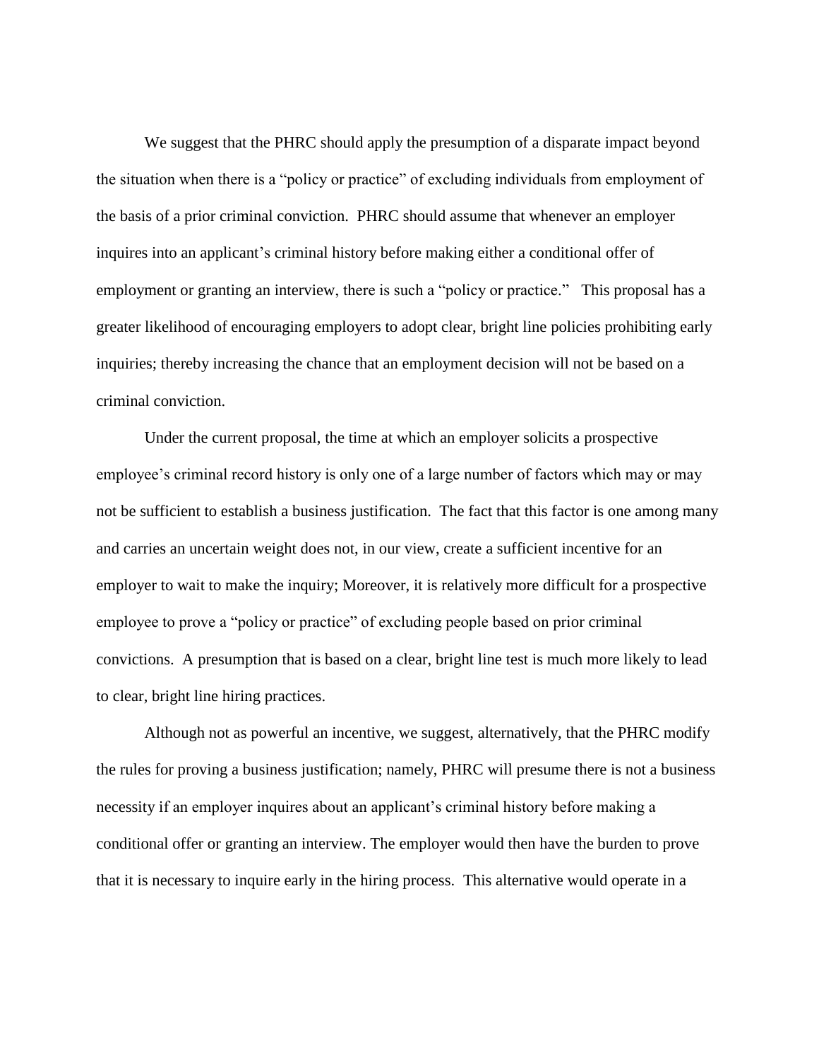We suggest that the PHRC should apply the presumption of a disparate impact beyond the situation when there is a "policy or practice" of excluding individuals from employment of the basis of a prior criminal conviction. PHRC should assume that whenever an employer inquires into an applicant's criminal history before making either a conditional offer of employment or granting an interview, there is such a "policy or practice." This proposal has a greater likelihood of encouraging employers to adopt clear, bright line policies prohibiting early inquiries; thereby increasing the chance that an employment decision will not be based on a criminal conviction.

Under the current proposal, the time at which an employer solicits a prospective employee's criminal record history is only one of a large number of factors which may or may not be sufficient to establish a business justification. The fact that this factor is one among many and carries an uncertain weight does not, in our view, create a sufficient incentive for an employer to wait to make the inquiry; Moreover, it is relatively more difficult for a prospective employee to prove a "policy or practice" of excluding people based on prior criminal convictions. A presumption that is based on a clear, bright line test is much more likely to lead to clear, bright line hiring practices.

Although not as powerful an incentive, we suggest, alternatively, that the PHRC modify the rules for proving a business justification; namely, PHRC will presume there is not a business necessity if an employer inquires about an applicant's criminal history before making a conditional offer or granting an interview. The employer would then have the burden to prove that it is necessary to inquire early in the hiring process. This alternative would operate in a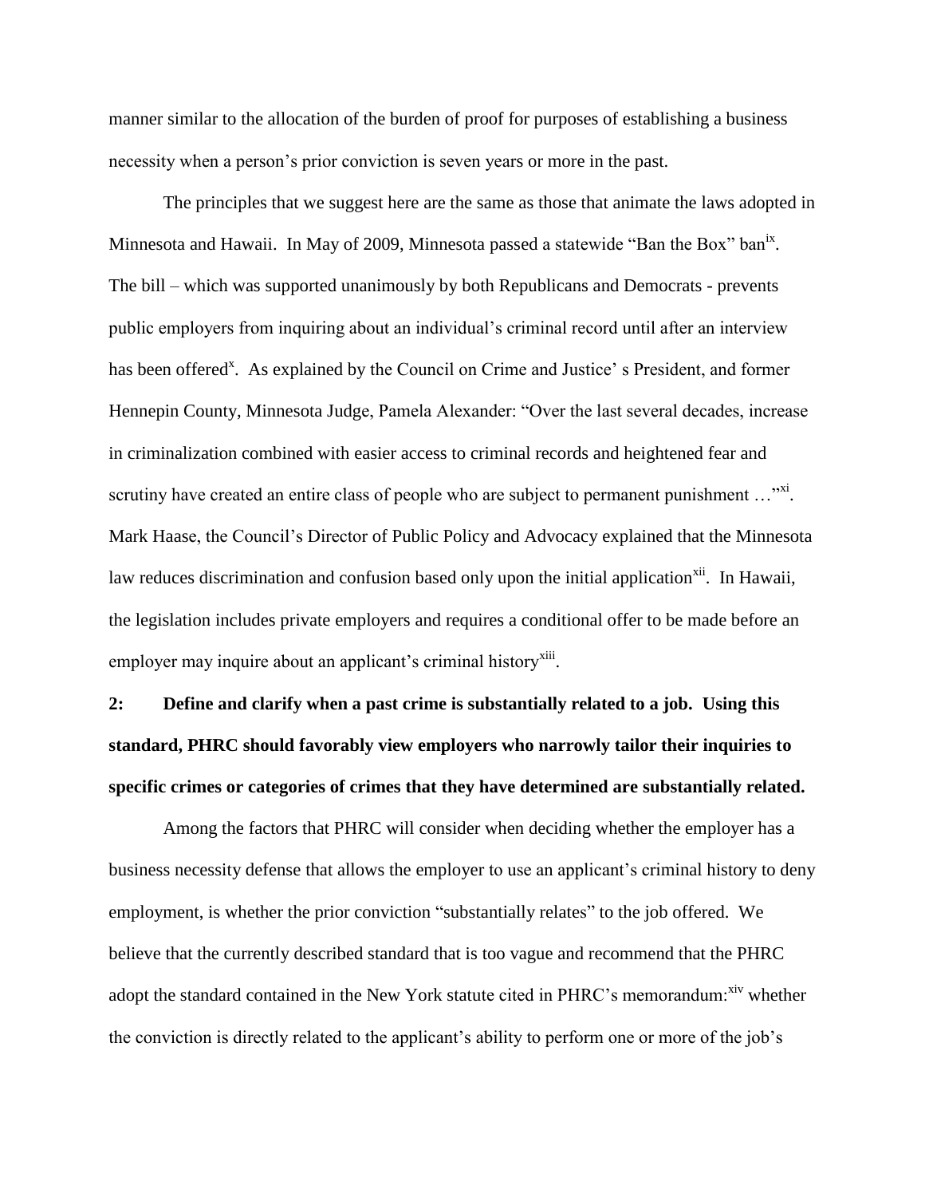manner similar to the allocation of the burden of proof for purposes of establishing a business necessity when a person's prior conviction is seven years or more in the past.

The principles that we suggest here are the same as those that animate the laws adopted in Minnesota and Hawaii. In May of 2009, Minnesota passed a statewide "Ban the Box" ban[ix]. The bill – which was supported unanimously by both Republicans and Democrats - prevents public employers from inquiring about an individual's criminal record until after an interview has been offered[x]. As explained by the Council on Crime and Justice' s President, and former Hennepin County, Minnesota Judge, Pamela Alexander: "Over the last several decades, increase in criminalization combined with easier access to criminal records and heightened fear and scrutiny have created an entire class of people who are subject to permanent punishment …"[xi]. Mark Haase, the Council's Director of Public Policy and Advocacy explained that the Minnesota law reduces discrimination and confusion based only upon the initial application[xii]. In Hawaii, the legislation includes private employers and requires a conditional offer to be made before an employer may inquire about an applicant's criminal history[xiii].

**2: Define and clarify when a past crime is substantially related to a job. Using this standard, PHRC should favorably view employers who narrowly tailor their inquiries to specific crimes or categories of crimes that they have determined are substantially related.**

Among the factors that PHRC will consider when deciding whether the employer has a business necessity defense that allows the employer to use an applicant's criminal history to deny employment, is whether the prior conviction "substantially relates" to the job offered. We believe that the currently described standard that is too vague and recommend that the PHRC adopt the standard contained in the New York statute cited in PHRC's memorandum:[xiv] whether the conviction is directly related to the applicant's ability to perform one or more of the job's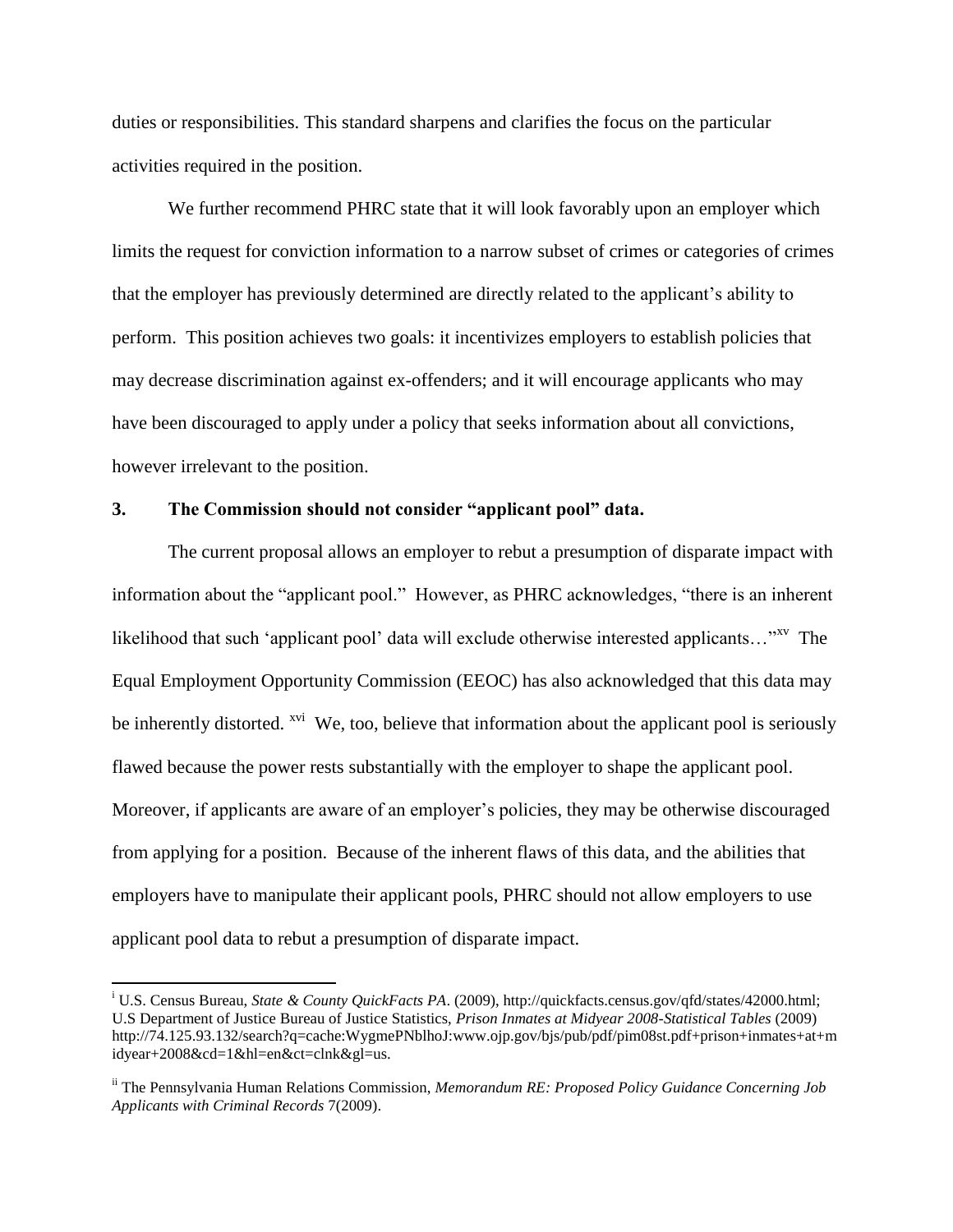duties or responsibilities. This standard sharpens and clarifies the focus on the particular activities required in the position.

We further recommend PHRC state that it will look favorably upon an employer which limits the request for conviction information to a narrow subset of crimes or categories of crimes that the employer has previously determined are directly related to the applicant's ability to perform. This position achieves two goals: it incentivizes employers to establish policies that may decrease discrimination against ex-offenders; and it will encourage applicants who may have been discouraged to apply under a policy that seeks information about all convictions, however irrelevant to the position.

### 3. The Commission should not consider "applicant pool" data.

The current proposal allows an employer to rebut a presumption of disparate impact with information about the "applicant pool." However, as PHRC acknowledges, "there is an inherent likelihood that such 'applicant pool' data will exclude otherwise interested applicants…"[xv] The Equal Employment Opportunity Commission (EEOC) has also acknowledged that this data may be inherently distorted.[xvi] We, too, believe that information about the applicant pool is seriously flawed because the power rests substantially with the employer to shape the applicant pool. Moreover, if applicants are aware of an employer's policies, they may be otherwise discouraged from applying for a position. Because of the inherent flaws of this data, and the abilities that employers have to manipulate their applicant pools, PHRC should not allow employers to use applicant pool data to rebut a presumption of disparate impact.

---

[i] U.S. Census Bureau, *State & County QuickFacts PA*. (2009), http://quickfacts.census.gov/qfd/states/42000.html; U.S Department of Justice Bureau of Justice Statistics, *Prison Inmates at Midyear 2008-Statistical Tables* (2009) http://74.125.93.132/search?q=cache:WygmePNblhoJ:www.ojp.gov/bjs/pub/pdf/pim08st.pdf+prison+inmates+at+midyear+2008&cd=1&hl=en&ct=clnk&gl=us.

[ii] The Pennsylvania Human Relations Commission, *Memorandum RE: Proposed Policy Guidance Concerning Job Applicants with Criminal Records* 7(2009).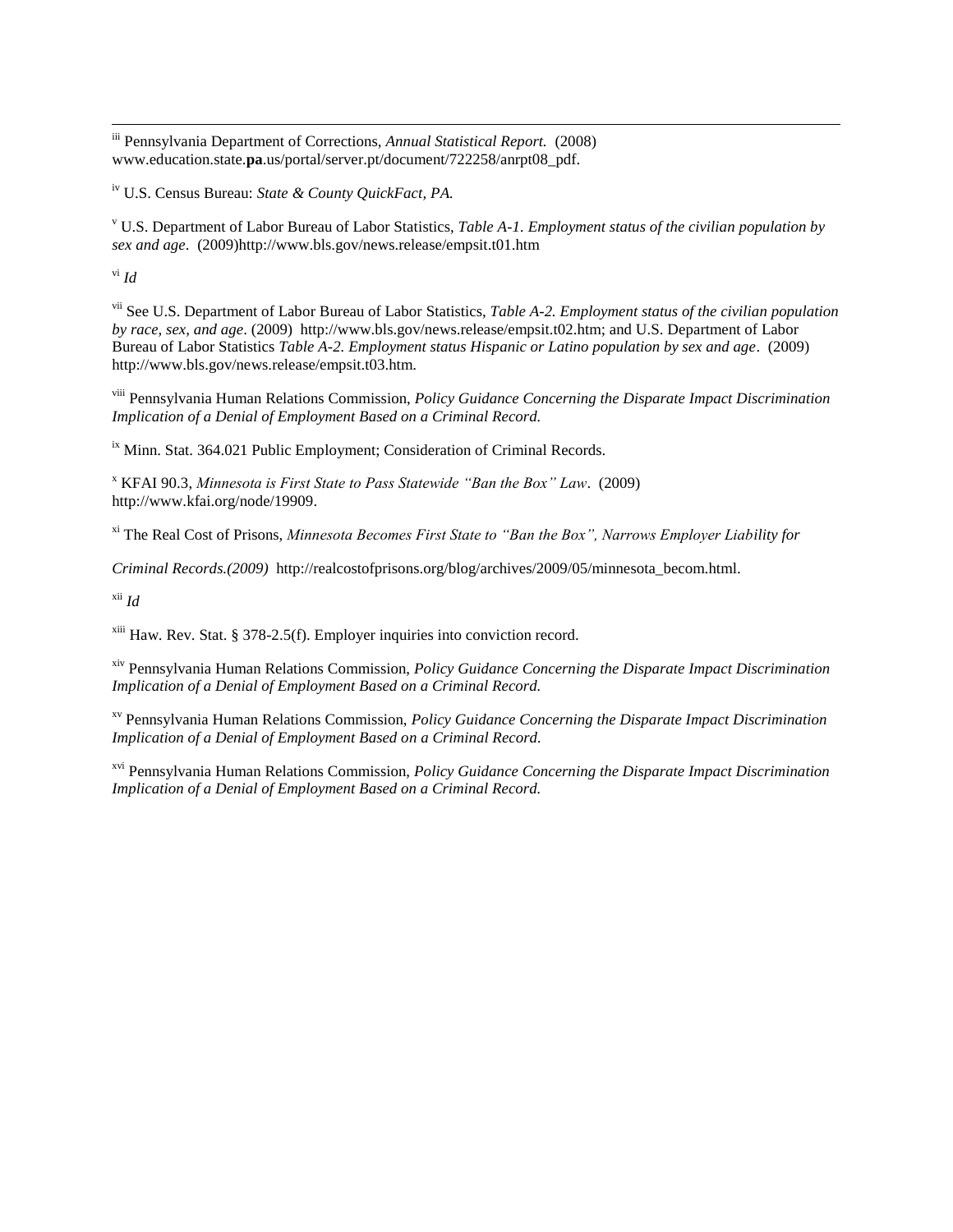[iii] Pennsylvania Department of Corrections, *Annual Statistical Report.* (2008) www.education.state.**pa**.us/portal/server.pt/document/722258/anrpt08_pdf.

[iv] U.S. Census Bureau: *State & County QuickFact, PA.*

[v] U.S. Department of Labor Bureau of Labor Statistics, *Table A-1. Employment status of the civilian population by sex and age*. (2009)http://www.bls.gov/news.release/empsit.t01.htm

[vi] *Id*

[vii] See U.S. Department of Labor Bureau of Labor Statistics, *Table A-2. Employment status of the civilian population by race, sex, and age*. (2009) http://www.bls.gov/news.release/empsit.t02.htm; and U.S. Department of Labor Bureau of Labor Statistics *Table A-2. Employment status Hispanic or Latino population by sex and age*. (2009) http://www.bls.gov/news.release/empsit.t03.htm.

[viii] Pennsylvania Human Relations Commission, *Policy Guidance Concerning the Disparate Impact Discrimination Implication of a Denial of Employment Based on a Criminal Record.*

[ix] Minn. Stat. 364.021 Public Employment; Consideration of Criminal Records.

[x] KFAI 90.3, *Minnesota is First State to Pass Statewide "Ban the Box" Law*. (2009) http://www.kfai.org/node/19909.

[xi] The Real Cost of Prisons, *Minnesota Becomes First State to "Ban the Box", Narrows Employer Liability for Criminal Records.(2009)* http://realcostofprisons.org/blog/archives/2009/05/minnesota_becom.html.

[xii] *Id*

[xiii] Haw. Rev. Stat. § 378-2.5(f). Employer inquiries into conviction record.

[xiv] Pennsylvania Human Relations Commission, *Policy Guidance Concerning the Disparate Impact Discrimination Implication of a Denial of Employment Based on a Criminal Record.*

[xv] Pennsylvania Human Relations Commission, *Policy Guidance Concerning the Disparate Impact Discrimination Implication of a Denial of Employment Based on a Criminal Record.*

[xvi] Pennsylvania Human Relations Commission, *Policy Guidance Concerning the Disparate Impact Discrimination Implication of a Denial of Employment Based on a Criminal Record.*